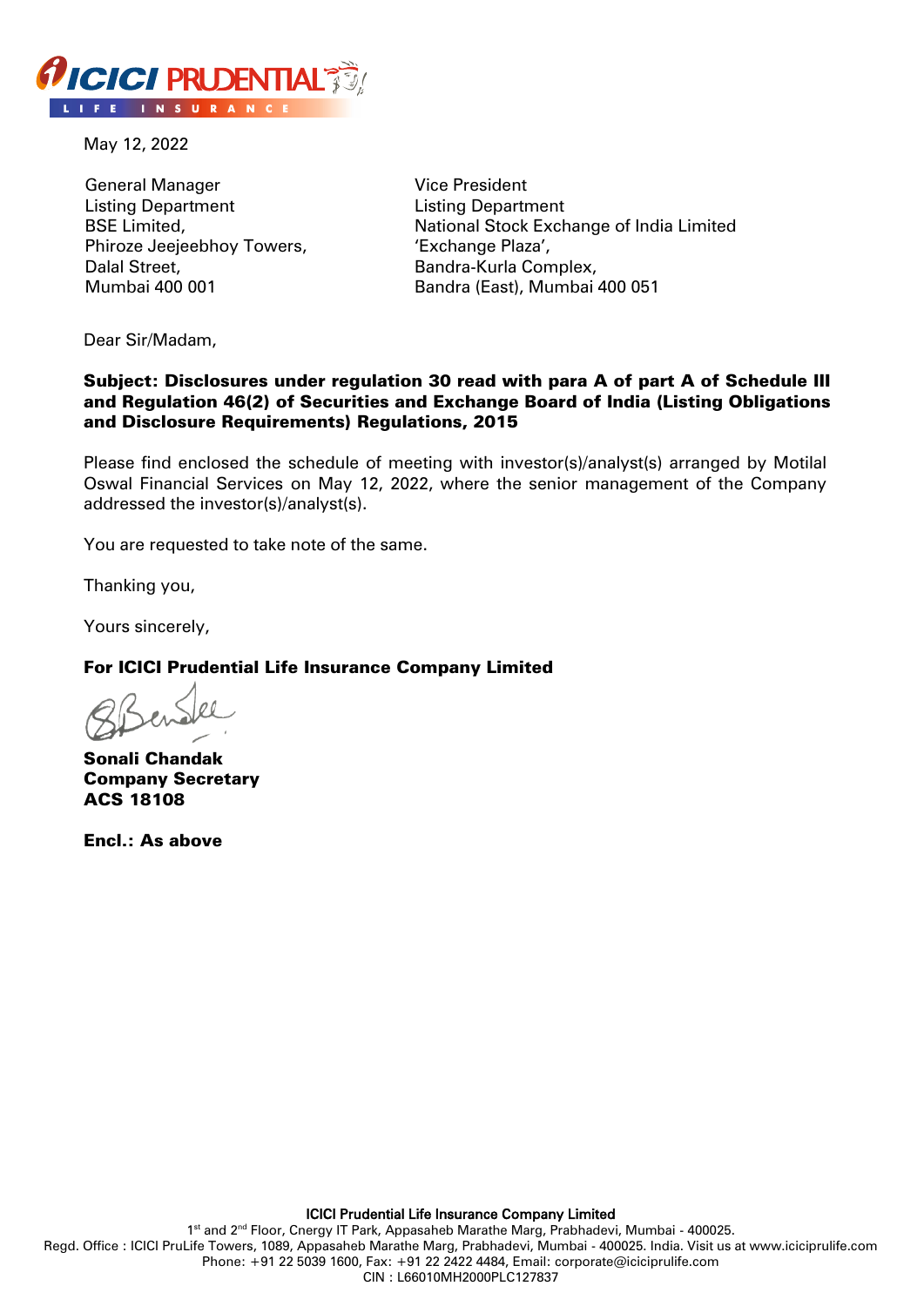May 12, 2022

General Manager
Listing Department
BSE Limited,
Phiroze Jeejeebhoy Towers,
Dalal Street,
Mumbai 400 001

Vice President
Listing Department
National Stock Exchange of India Limited
'Exchange Plaza',
Bandra-Kurla Complex,
Bandra (East), Mumbai 400 051

Dear Sir/Madam,

**Subject: Disclosures under regulation 30 read with para A of part A of Schedule III and Regulation 46(2) of Securities and Exchange Board of India (Listing Obligations and Disclosure Requirements) Regulations, 2015**

Please find enclosed the schedule of meeting with investor(s)/analyst(s) arranged by Motilal Oswal Financial Services on May 12, 2022, where the senior management of the Company addressed the investor(s)/analyst(s).

You are requested to take note of the same.

Thanking you,

Yours sincerely,

**For ICICI Prudential Life Insurance Company Limited**

**Sonali Chandak**
**Company Secretary**
**ACS 18108**

**Encl.: As above**

**ICICI Prudential Life Insurance Company Limited**
1st and 2nd Floor, Cnergy IT Park, Appasaheb Marathe Marg, Prabhadevi, Mumbai - 400025.
Regd. Office : ICICI PruLife Towers, 1089, Appasaheb Marathe Marg, Prabhadevi, Mumbai - 400025. India. Visit us at www.iciciprulife.com
Phone: +91 22 5039 1600, Fax: +91 22 2422 4484, Email: corporate@iciciprulife.com
CIN : L66010MH2000PLC127837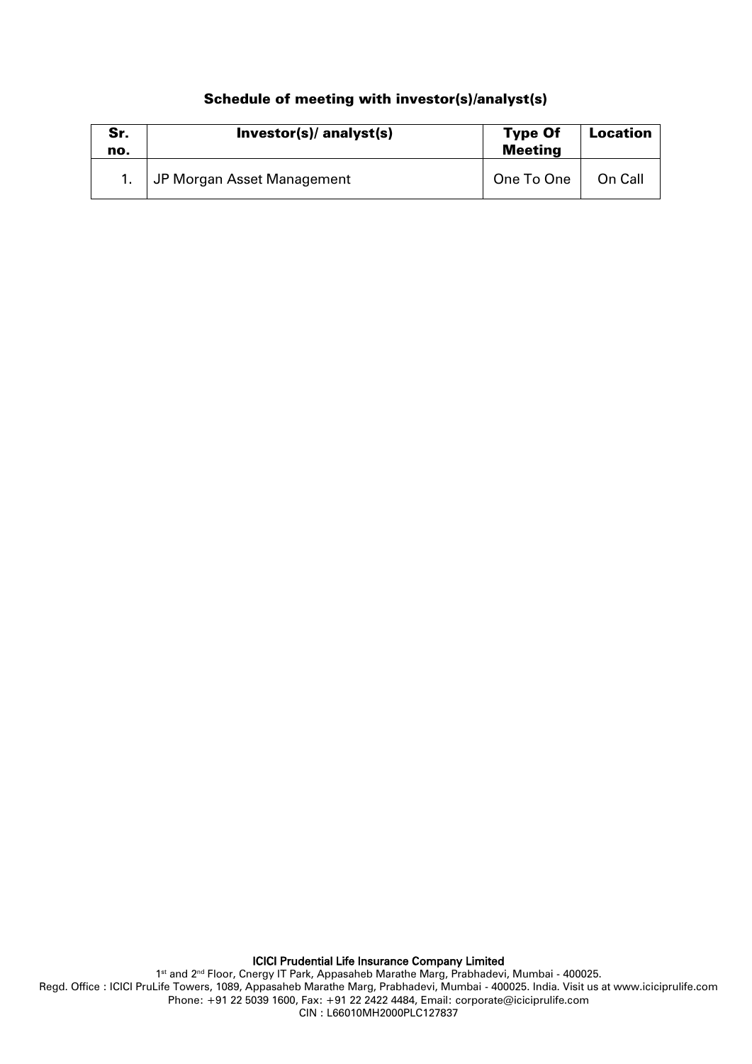## Schedule of meeting with investor(s)/analyst(s)

| Sr. no. | Investor(s)/ analyst(s) | Type Of Meeting | Location |
|---|---|---|---|
| 1. | JP Morgan Asset Management | One To One | On Call |

**ICICI Prudential Life Insurance Company Limited**

1st and 2nd Floor, Cnergy IT Park, Appasaheb Marathe Marg, Prabhadevi, Mumbai - 400025.

Regd. Office : ICICI PruLife Towers, 1089, Appasaheb Marathe Marg, Prabhadevi, Mumbai - 400025. India. Visit us at www.iciciprulife.com

Phone: +91 22 5039 1600, Fax: +91 22 2422 4484, Email: corporate@iciciprulife.com

CIN : L66010MH2000PLC127837